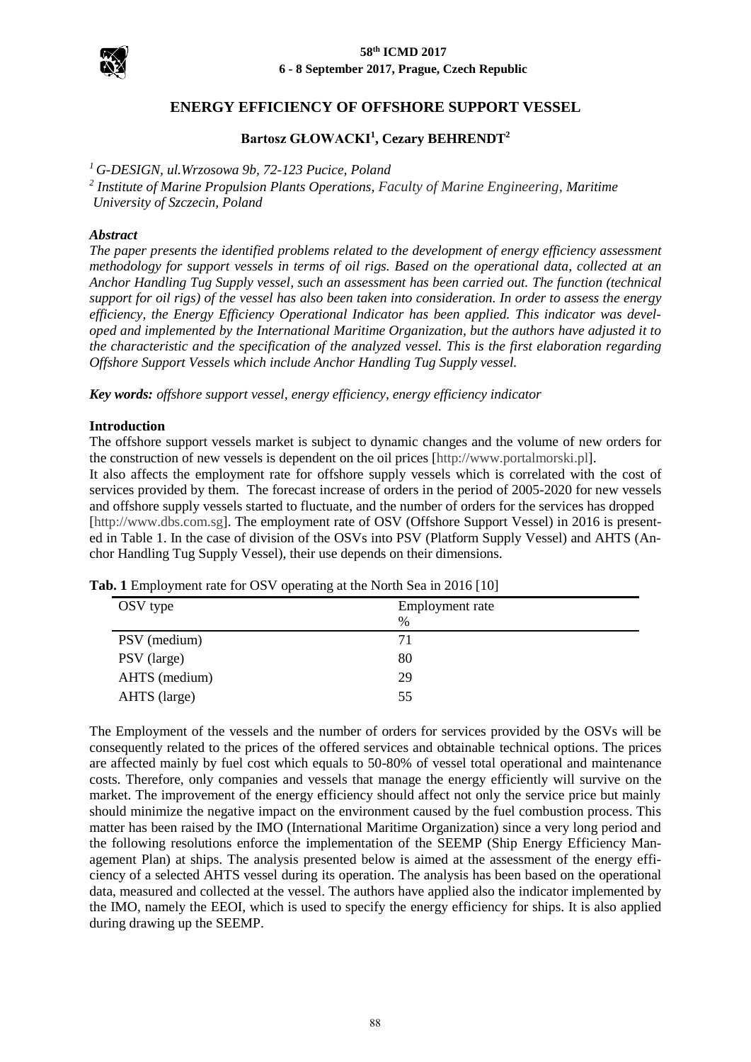# ENERGY EFFICIENCY OF OFFSHORE SUPPORT VESSEL

**Bartosz GŁOWACKI[1], Cezary BEHRENDT[2]**

*[1] G-DESIGN, ul.Wrzosowa 9b, 72-123 Pucice, Poland*

*[2] Institute of Marine Propulsion Plants Operations, Faculty of Marine Engineering, Maritime University of Szczecin, Poland*

***Abstract***

*The paper presents the identified problems related to the development of energy efficiency assessment methodology for support vessels in terms of oil rigs. Based on the operational data, collected at an Anchor Handling Tug Supply vessel, such an assessment has been carried out. The function (technical support for oil rigs) of the vessel has also been taken into consideration. In order to assess the energy efficiency, the Energy Efficiency Operational Indicator has been applied. This indicator was developed and implemented by the International Maritime Organization, but the authors have adjusted it to the characteristic and the specification of the analyzed vessel. This is the first elaboration regarding Offshore Support Vessels which include Anchor Handling Tug Supply vessel.*

***Key words:*** *offshore support vessel, energy efficiency, energy efficiency indicator*

**Introduction**

The offshore support vessels market is subject to dynamic changes and the volume of new orders for the construction of new vessels is dependent on the oil prices [http://www.portalmorski.pl].

It also affects the employment rate for offshore supply vessels which is correlated with the cost of services provided by them. The forecast increase of orders in the period of 2005-2020 for new vessels and offshore supply vessels started to fluctuate, and the number of orders for the services has dropped [http://www.dbs.com.sg]. The employment rate of OSV (Offshore Support Vessel) in 2016 is presented in Table 1. In the case of division of the OSVs into PSV (Platform Supply Vessel) and AHTS (Anchor Handling Tug Supply Vessel), their use depends on their dimensions.

**Tab. 1** Employment rate for OSV operating at the North Sea in 2016 [10]

| OSV type | Employment rate % |
|---|---|
| PSV (medium) | 71 |
| PSV (large) | 80 |
| AHTS (medium) | 29 |
| AHTS (large) | 55 |

The Employment of the vessels and the number of orders for services provided by the OSVs will be consequently related to the prices of the offered services and obtainable technical options. The prices are affected mainly by fuel cost which equals to 50-80% of vessel total operational and maintenance costs. Therefore, only companies and vessels that manage the energy efficiently will survive on the market. The improvement of the energy efficiency should affect not only the service price but mainly should minimize the negative impact on the environment caused by the fuel combustion process. This matter has been raised by the IMO (International Maritime Organization) since a very long period and the following resolutions enforce the implementation of the SEEMP (Ship Energy Efficiency Management Plan) at ships. The analysis presented below is aimed at the assessment of the energy efficiency of a selected AHTS vessel during its operation. The analysis has been based on the operational data, measured and collected at the vessel. The authors have applied also the indicator implemented by the IMO, namely the EEOI, which is used to specify the energy efficiency for ships. It is also applied during drawing up the SEEMP.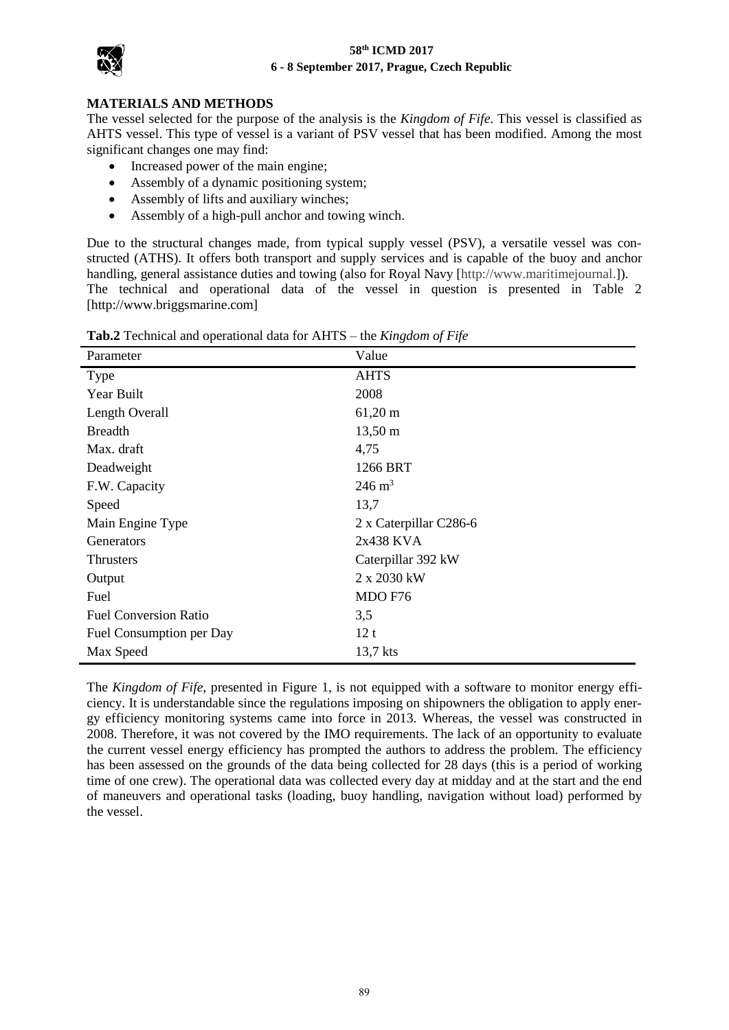## MATERIALS AND METHODS

The vessel selected for the purpose of the analysis is the *Kingdom of Fife*. This vessel is classified as AHTS vessel. This type of vessel is a variant of PSV vessel that has been modified. Among the most significant changes one may find:

- Increased power of the main engine;
- Assembly of a dynamic positioning system;
- Assembly of lifts and auxiliary winches;
- Assembly of a high-pull anchor and towing winch.

Due to the structural changes made, from typical supply vessel (PSV), a versatile vessel was constructed (ATHS). It offers both transport and supply services and is capable of the buoy and anchor handling, general assistance duties and towing (also for Royal Navy [http://www.maritimejournal.]). The technical and operational data of the vessel in question is presented in Table 2 [http://www.briggsmarine.com]

**Tab.2** Technical and operational data for AHTS – the *Kingdom of Fife*

| Parameter | Value |
|---|---|
| Type | AHTS |
| Year Built | 2008 |
| Length Overall | 61,20 m |
| Breadth | 13,50 m |
| Max. draft | 4,75 |
| Deadweight | 1266 BRT |
| F.W. Capacity | 246 $m^3$ |
| Speed | 13,7 |
| Main Engine Type | 2 x Caterpillar C286-6 |
| Generators | 2x438 KVA |
| Thrusters | Caterpillar 392 kW |
| Output | 2 x 2030 kW |
| Fuel | MDO F76 |
| Fuel Conversion Ratio | 3,5 |
| Fuel Consumption per Day | 12 t |
| Max Speed | 13,7 kts |

The *Kingdom of Fife*, presented in Figure 1, is not equipped with a software to monitor energy efficiency. It is understandable since the regulations imposing on shipowners the obligation to apply energy efficiency monitoring systems came into force in 2013. Whereas, the vessel was constructed in 2008. Therefore, it was not covered by the IMO requirements. The lack of an opportunity to evaluate the current vessel energy efficiency has prompted the authors to address the problem. The efficiency has been assessed on the grounds of the data being collected for 28 days (this is a period of working time of one crew). The operational data was collected every day at midday and at the start and the end of maneuvers and operational tasks (loading, buoy handling, navigation without load) performed by the vessel.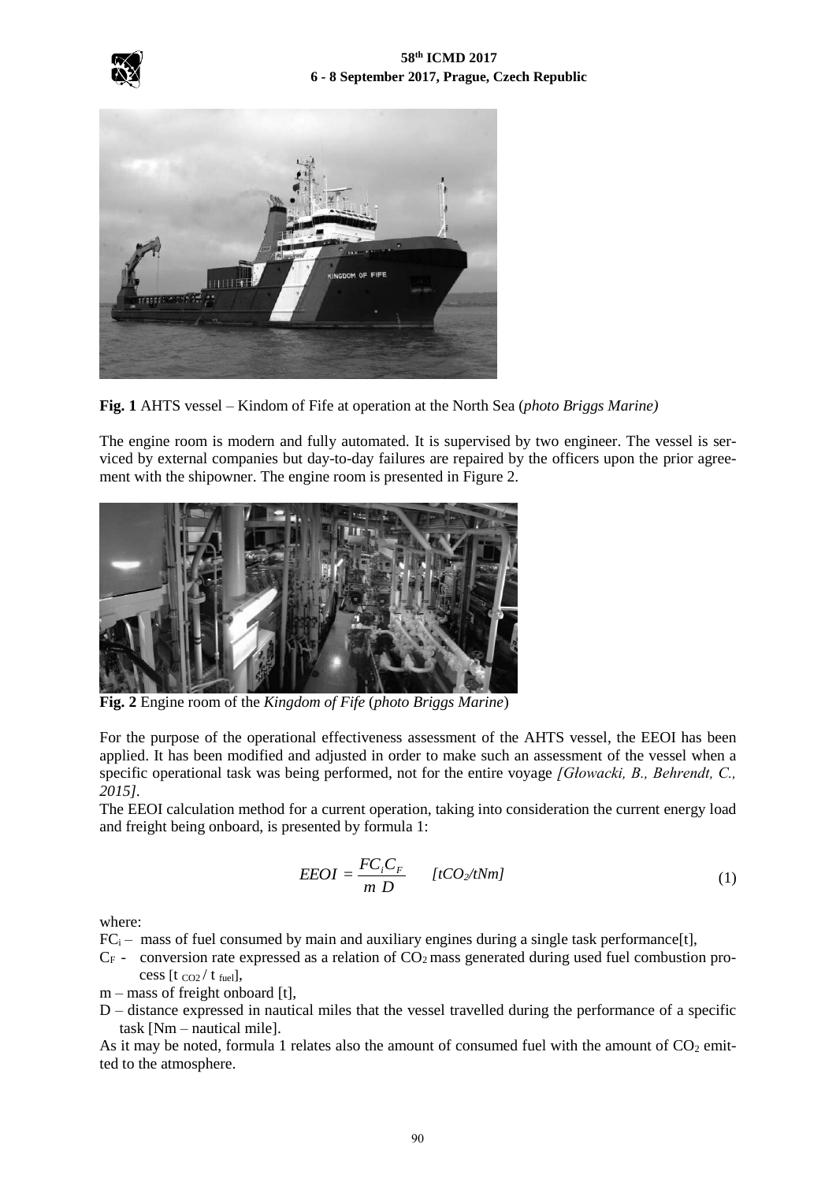**Fig. 1** AHTS vessel – Kindom of Fife at operation at the North Sea (*photo Briggs Marine)*

The engine room is modern and fully automated. It is supervised by two engineer. The vessel is serviced by external companies but day-to-day failures are repaired by the officers upon the prior agreement with the shipowner. The engine room is presented in Figure 2.

**Fig. 2** Engine room of the *Kingdom of Fife* (*photo Briggs Marine*)

For the purpose of the operational effectiveness assessment of the AHTS vessel, the EEOI has been applied. It has been modified and adjusted in order to make such an assessment of the vessel when a specific operational task was being performed, not for the entire voyage *[Głowacki, B., Behrendt, C., 2015]*.

The EEOI calculation method for a current operation, taking into consideration the current energy load and freight being onboard, is presented by formula 1:

$$EEOI = \frac{FC_i C_F}{m\ D} \quad [tCO_2/tNm] \tag{1}$$

where:

$FC_i$ – mass of fuel consumed by main and auxiliary engines during a single task performance[t],

$C_F$ - conversion rate expressed as a relation of $CO_2$ mass generated during used fuel combustion process [$t_{CO2} / t_{fuel}$],

m – mass of freight onboard [t],

D – distance expressed in nautical miles that the vessel travelled during the performance of a specific task [Nm – nautical mile].

As it may be noted, formula 1 relates also the amount of consumed fuel with the amount of $CO_2$ emitted to the atmosphere.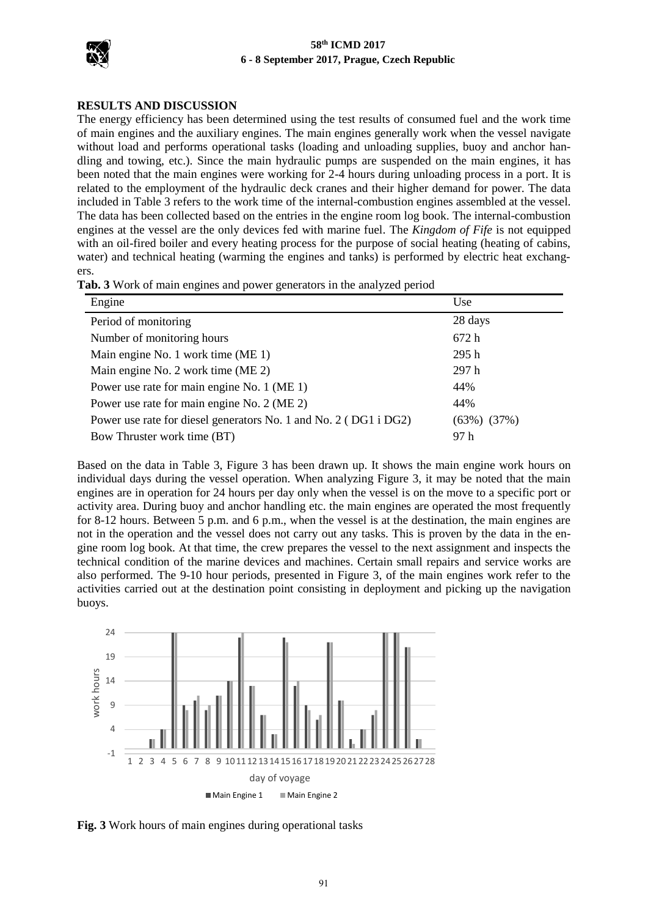## RESULTS AND DISCUSSION

The energy efficiency has been determined using the test results of consumed fuel and the work time of main engines and the auxiliary engines. The main engines generally work when the vessel navigate without load and performs operational tasks (loading and unloading supplies, buoy and anchor handling and towing, etc.). Since the main hydraulic pumps are suspended on the main engines, it has been noted that the main engines were working for 2-4 hours during unloading process in a port. It is related to the employment of the hydraulic deck cranes and their higher demand for power. The data included in Table 3 refers to the work time of the internal-combustion engines assembled at the vessel. The data has been collected based on the entries in the engine room log book. The internal-combustion engines at the vessel are the only devices fed with marine fuel. The *Kingdom of Fife* is not equipped with an oil-fired boiler and every heating process for the purpose of social heating (heating of cabins, water) and technical heating (warming the engines and tanks) is performed by electric heat exchangers.

**Tab. 3** Work of main engines and power generators in the analyzed period

| Engine | Use |
|---|---|
| Period of monitoring | 28 days |
| Number of monitoring hours | 672 h |
| Main engine No. 1 work time (ME 1) | 295 h |
| Main engine No. 2 work time (ME 2) | 297 h |
| Power use rate for main engine No. 1 (ME 1) | 44% |
| Power use rate for main engine No. 2 (ME 2) | 44% |
| Power use rate for diesel generators No. 1 and No. 2 ( DG1 i DG2) | (63%) (37%) |
| Bow Thruster work time (BT) | 97 h |

Based on the data in Table 3, Figure 3 has been drawn up. It shows the main engine work hours on individual days during the vessel operation. When analyzing Figure 3, it may be noted that the main engines are in operation for 24 hours per day only when the vessel is on the move to a specific port or activity area. During buoy and anchor handling etc. the main engines are operated the most frequently for 8-12 hours. Between 5 p.m. and 6 p.m., when the vessel is at the destination, the main engines are not in the operation and the vessel does not carry out any tasks. This is proven by the data in the engine room log book. At that time, the crew prepares the vessel to the next assignment and inspects the technical condition of the marine devices and machines. Certain small repairs and service works are also performed. The 9-10 hour periods, presented in Figure 3, of the main engines work refer to the activities carried out at the destination point consisting in deployment and picking up the navigation buoys.

**Fig. 3** Work hours of main engines during operational tasks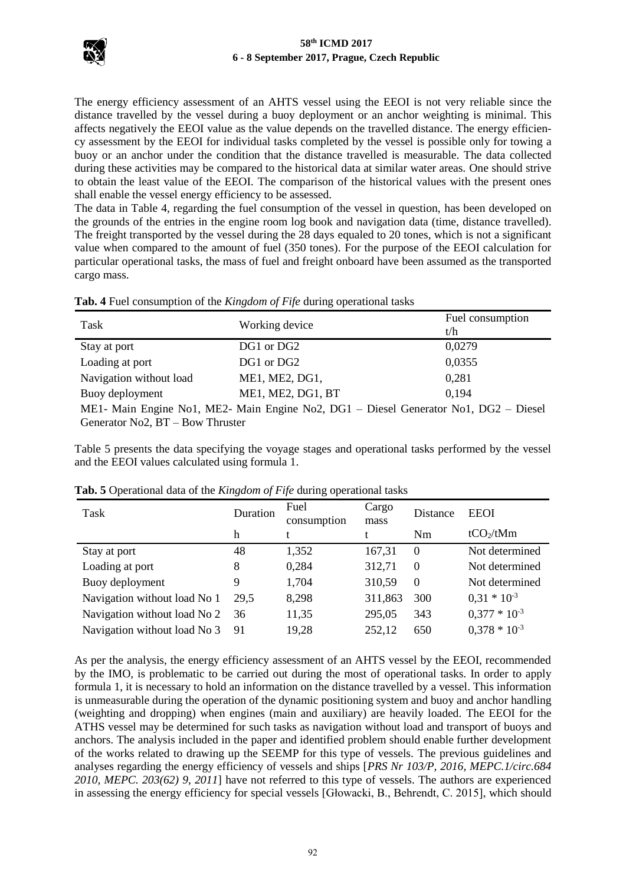The energy efficiency assessment of an AHTS vessel using the EEOI is not very reliable since the distance travelled by the vessel during a buoy deployment or an anchor weighting is minimal. This affects negatively the EEOI value as the value depends on the travelled distance. The energy efficiency assessment by the EEOI for individual tasks completed by the vessel is possible only for towing a buoy or an anchor under the condition that the distance travelled is measurable. The data collected during these activities may be compared to the historical data at similar water areas. One should strive to obtain the least value of the EEOI. The comparison of the historical values with the present ones shall enable the vessel energy efficiency to be assessed.

The data in Table 4, regarding the fuel consumption of the vessel in question, has been developed on the grounds of the entries in the engine room log book and navigation data (time, distance travelled). The freight transported by the vessel during the 28 days equaled to 20 tones, which is not a significant value when compared to the amount of fuel (350 tones). For the purpose of the EEOI calculation for particular operational tasks, the mass of fuel and freight onboard have been assumed as the transported cargo mass.

**Tab. 4** Fuel consumption of the *Kingdom of Fife* during operational tasks

| Task | Working device | Fuel consumption t/h |
|---|---|---|
| Stay at port | DG1 or DG2 | 0,0279 |
| Loading at port | DG1 or DG2 | 0,0355 |
| Navigation without load | ME1, ME2, DG1, | 0,281 |
| Buoy deployment | ME1, ME2, DG1, BT | 0,194 |

ME1- Main Engine No1, ME2- Main Engine No2, DG1 – Diesel Generator No1, DG2 – Diesel Generator No2, BT – Bow Thruster

Table 5 presents the data specifying the voyage stages and operational tasks performed by the vessel and the EEOI values calculated using formula 1.

**Tab. 5** Operational data of the *Kingdom of Fife* during operational tasks

| Task | Duration | Fuel consumption | Cargo mass | Distance | EEOI |
|---|---|---|---|---|---|
| | h | t | t | Nm | $tCO_2$/tMm |
| Stay at port | 48 | 1,352 | 167,31 | 0 | Not determined |
| Loading at port | 8 | 0,284 | 312,71 | 0 | Not determined |
| Buoy deployment | 9 | 1,704 | 310,59 | 0 | Not determined |
| Navigation without load No 1 | 29,5 | 8,298 | 311,863 | 300 | $0{,}31 * 10^{-3}$ |
| Navigation without load No 2 | 36 | 11,35 | 295,05 | 343 | $0{,}377 * 10^{-3}$ |
| Navigation without load No 3 | 91 | 19,28 | 252,12 | 650 | $0{,}378 * 10^{-3}$ |

As per the analysis, the energy efficiency assessment of an AHTS vessel by the EEOI, recommended by the IMO, is problematic to be carried out during the most of operational tasks. In order to apply formula 1, it is necessary to hold an information on the distance travelled by a vessel. This information is unmeasurable during the operation of the dynamic positioning system and buoy and anchor handling (weighting and dropping) when engines (main and auxiliary) are heavily loaded. The EEOI for the ATHS vessel may be determined for such tasks as navigation without load and transport of buoys and anchors. The analysis included in the paper and identified problem should enable further development of the works related to drawing up the SEEMP for this type of vessels. The previous guidelines and analyses regarding the energy efficiency of vessels and ships [*PRS Nr 103/P, 2016, MEPC.1/circ.684 2010, MEPC. 203(62) 9, 2011*] have not referred to this type of vessels. The authors are experienced in assessing the energy efficiency for special vessels [Głowacki, B., Behrendt, C. 2015], which should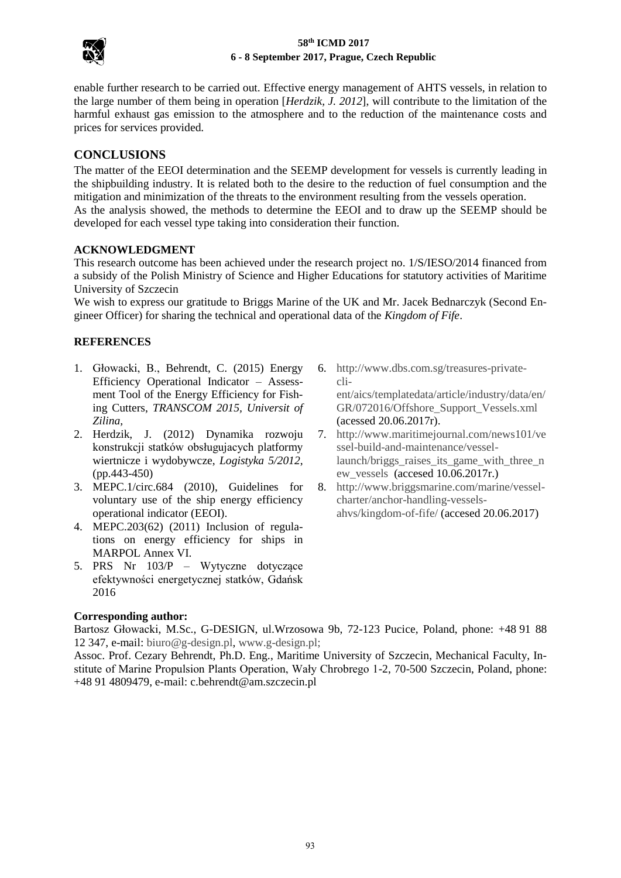enable further research to be carried out. Effective energy management of AHTS vessels, in relation to the large number of them being in operation [*Herdzik, J. 2012*], will contribute to the limitation of the harmful exhaust gas emission to the atmosphere and to the reduction of the maintenance costs and prices for services provided.

## CONCLUSIONS

The matter of the EEOI determination and the SEEMP development for vessels is currently leading in the shipbuilding industry. It is related both to the desire to the reduction of fuel consumption and the mitigation and minimization of the threats to the environment resulting from the vessels operation.
As the analysis showed, the methods to determine the EEOI and to draw up the SEEMP should be developed for each vessel type taking into consideration their function.

### ACKNOWLEDGMENT

This research outcome has been achieved under the research project no. 1/S/IESO/2014 financed from a subsidy of the Polish Ministry of Science and Higher Educations for statutory activities of Maritime University of Szczecin
We wish to express our gratitude to Briggs Marine of the UK and Mr. Jacek Bednarczyk (Second Engineer Officer) for sharing the technical and operational data of the *Kingdom of Fife*.

### REFERENCES

1. Głowacki, B., Behrendt, C. (2015) Energy Efficiency Operational Indicator – Assessment Tool of the Energy Efficiency for Fishing Cutters, *TRANSCOM 2015, Universit of Zilina,*
2. Herdzik, J. (2012) Dynamika rozwoju konstrukcji statków obsługujacych platformy wiertnicze i wydobywcze, *Logistyka 5/2012*, (pp.443-450)
3. MEPC.1/circ.684 (2010), Guidelines for voluntary use of the ship energy efficiency operational indicator (EEOI).
4. MEPC.203(62) (2011) Inclusion of regulations on energy efficiency for ships in MARPOL Annex VI.
5. PRS Nr 103/P – Wytyczne dotyczące efektywności energetycznej statków, Gdańsk 2016
6. http://www.dbs.com.sg/treasures-private-client/aics/templatedata/article/industry/data/en/GR/072016/Offshore_Support_Vessels.xml (acessed 20.06.2017r).
7. http://www.maritimejournal.com/news101/vessel-build-and-maintenance/vessel-launch/briggs_raises_its_game_with_three_new_vessels (accesed 10.06.2017r.)
8. http://www.briggsmarine.com/marine/vessel-charter/anchor-handling-vessels-ahvs/kingdom-of-fife/ (accesed 20.06.2017)

**Corresponding author:**

Bartosz Głowacki, M.Sc., G-DESIGN, ul.Wrzosowa 9b, 72-123 Pucice, Poland, phone: +48 91 88 12 347, e-mail: biuro@g-design.pl, www.g-design.pl;
Assoc. Prof. Cezary Behrendt, Ph.D. Eng., Maritime University of Szczecin, Mechanical Faculty, Institute of Marine Propulsion Plants Operation, Wały Chrobrego 1-2, 70-500 Szczecin, Poland, phone: +48 91 4809479, e-mail: c.behrendt@am.szczecin.pl